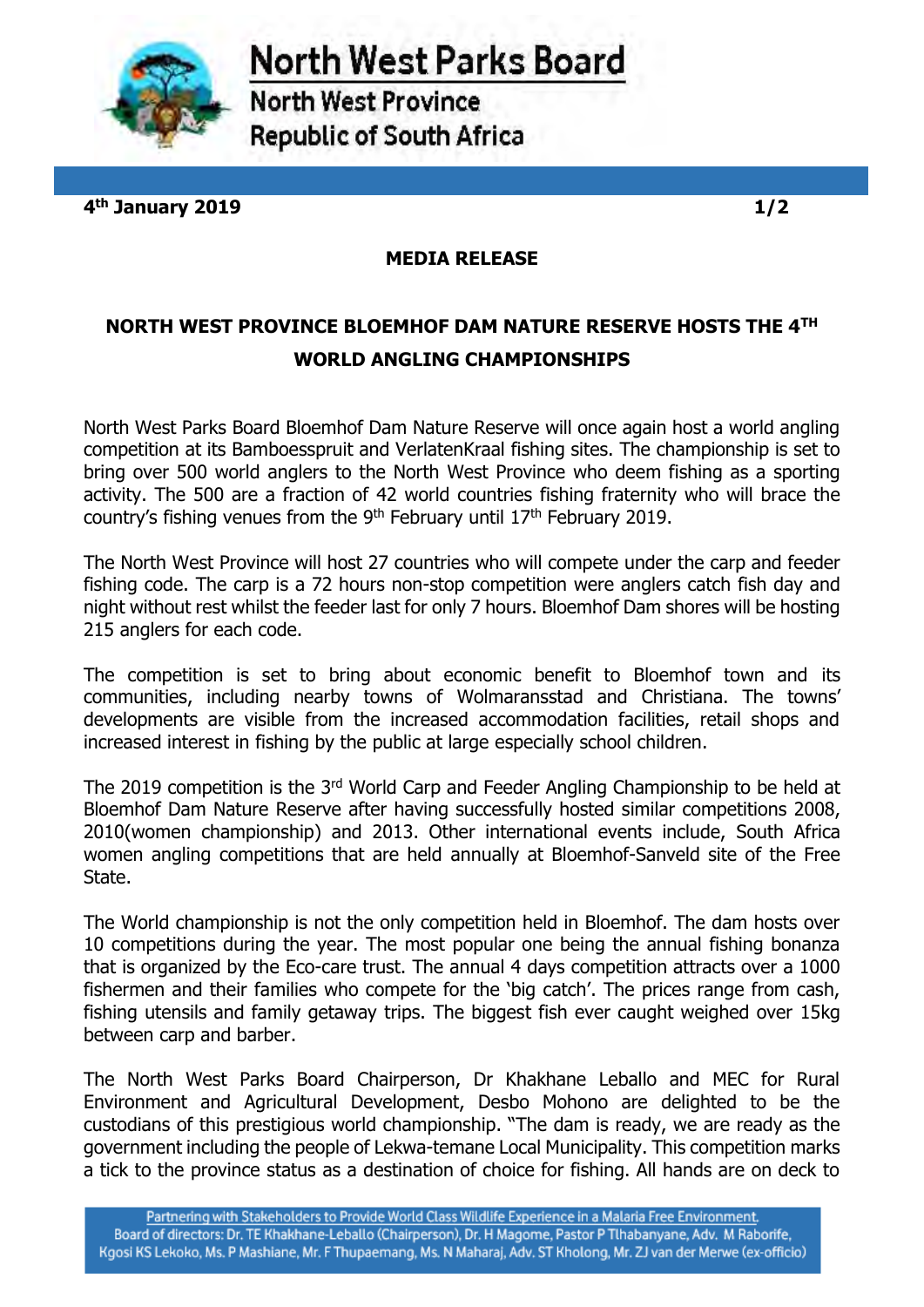# North West Parks Board

North West Province
Republic of South Africa

**4th January 2019**

**MEDIA RELEASE**

## NORTH WEST PROVINCE BLOEMHOF DAM NATURE RESERVE HOSTS THE 4TH WORLD ANGLING CHAMPIONSHIPS

North West Parks Board Bloemhof Dam Nature Reserve will once again host a world angling competition at its Bamboesspruit and VerlatenKraal fishing sites. The championship is set to bring over 500 world anglers to the North West Province who deem fishing as a sporting activity. The 500 are a fraction of 42 world countries fishing fraternity who will brace the country's fishing venues from the 9th February until 17th February 2019.

The North West Province will host 27 countries who will compete under the carp and feeder fishing code. The carp is a 72 hours non-stop competition were anglers catch fish day and night without rest whilst the feeder last for only 7 hours. Bloemhof Dam shores will be hosting 215 anglers for each code.

The competition is set to bring about economic benefit to Bloemhof town and its communities, including nearby towns of Wolmaransstad and Christiana. The towns' developments are visible from the increased accommodation facilities, retail shops and increased interest in fishing by the public at large especially school children.

The 2019 competition is the 3rd World Carp and Feeder Angling Championship to be held at Bloemhof Dam Nature Reserve after having successfully hosted similar competitions 2008, 2010(women championship) and 2013. Other international events include, South Africa women angling competitions that are held annually at Bloemhof-Sanveld site of the Free State.

The World championship is not the only competition held in Bloemhof. The dam hosts over 10 competitions during the year. The most popular one being the annual fishing bonanza that is organized by the Eco-care trust. The annual 4 days competition attracts over a 1000 fishermen and their families who compete for the 'big catch'. The prices range from cash, fishing utensils and family getaway trips. The biggest fish ever caught weighed over 15kg between carp and barber.

The North West Parks Board Chairperson, Dr Khakhane Leballo and MEC for Rural Environment and Agricultural Development, Desbo Mohono are delighted to be the custodians of this prestigious world championship. "The dam is ready, we are ready as the government including the people of Lekwa-temane Local Municipality. This competition marks a tick to the province status as a destination of choice for fishing. All hands are on deck to

Partnering with Stakeholders to Provide World Class Wildlife Experience in a Malaria Free Environment.
Board of directors: Dr. TE Khakhane-Leballo (Chairperson), Dr. H Magome, Pastor P Tlhabanyane, Adv. M Raborife, Kgosi KS Lekoko, Ms. P Mashiane, Mr. F Thupaemang, Ms. N Maharaj, Adv. ST Kholong, Mr. ZJ van der Merwe (ex-officio)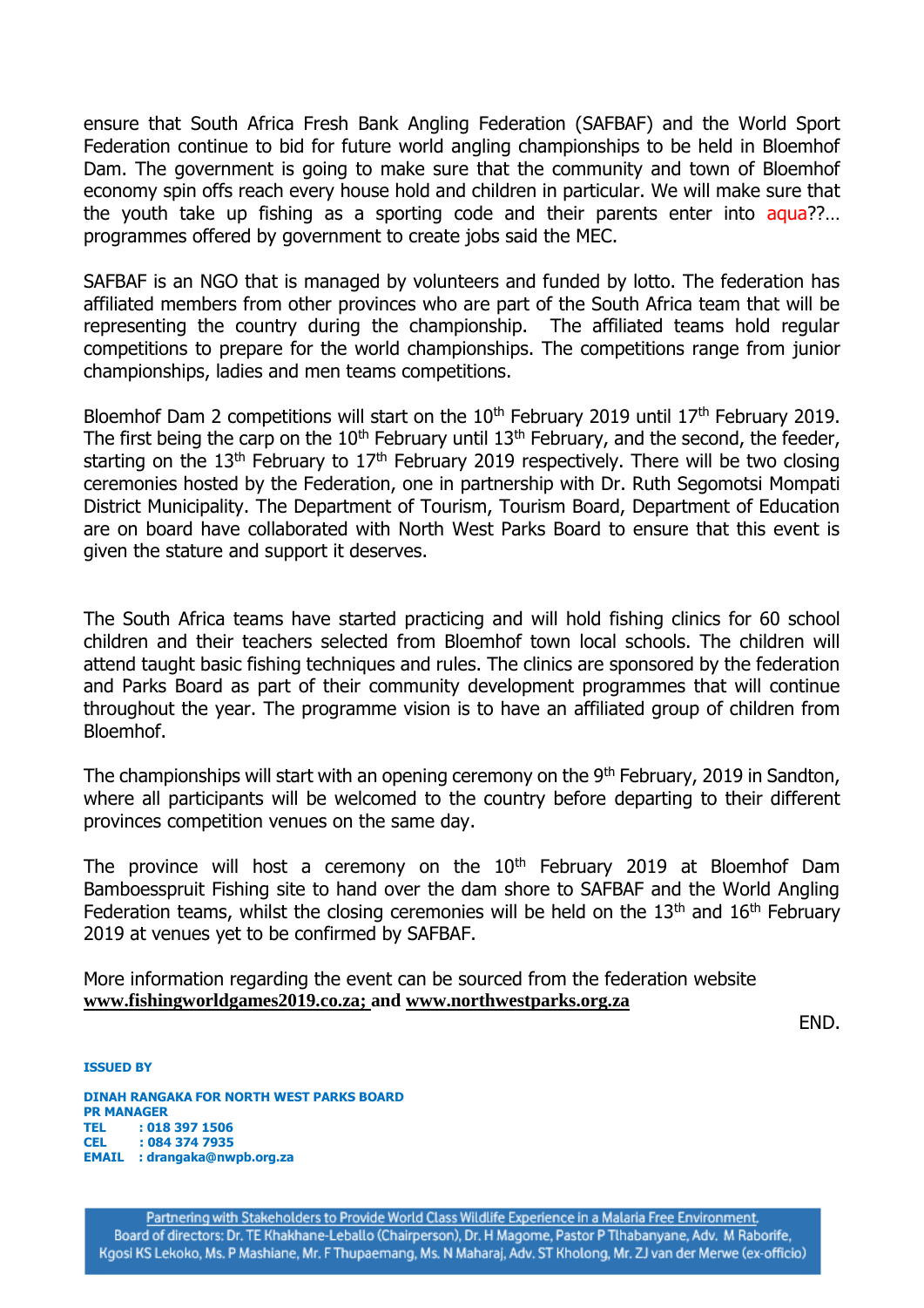ensure that South Africa Fresh Bank Angling Federation (SAFBAF) and the World Sport Federation continue to bid for future world angling championships to be held in Bloemhof Dam. The government is going to make sure that the community and town of Bloemhof economy spin offs reach every house hold and children in particular. We will make sure that the youth take up fishing as a sporting code and their parents enter into aqua??… programmes offered by government to create jobs said the MEC.

SAFBAF is an NGO that is managed by volunteers and funded by lotto. The federation has affiliated members from other provinces who are part of the South Africa team that will be representing the country during the championship. The affiliated teams hold regular competitions to prepare for the world championships. The competitions range from junior championships, ladies and men teams competitions.

Bloemhof Dam 2 competitions will start on the 10th February 2019 until 17th February 2019. The first being the carp on the 10th February until 13th February, and the second, the feeder, starting on the 13th February to 17th February 2019 respectively. There will be two closing ceremonies hosted by the Federation, one in partnership with Dr. Ruth Segomotsi Mompati District Municipality. The Department of Tourism, Tourism Board, Department of Education are on board have collaborated with North West Parks Board to ensure that this event is given the stature and support it deserves.

The South Africa teams have started practicing and will hold fishing clinics for 60 school children and their teachers selected from Bloemhof town local schools. The children will attend taught basic fishing techniques and rules. The clinics are sponsored by the federation and Parks Board as part of their community development programmes that will continue throughout the year. The programme vision is to have an affiliated group of children from Bloemhof.

The championships will start with an opening ceremony on the 9th February, 2019 in Sandton, where all participants will be welcomed to the country before departing to their different provinces competition venues on the same day.

The province will host a ceremony on the 10th February 2019 at Bloemhof Dam Bamboesspruit Fishing site to hand over the dam shore to SAFBAF and the World Angling Federation teams, whilst the closing ceremonies will be held on the 13th and 16th February 2019 at venues yet to be confirmed by SAFBAF.

More information regarding the event can be sourced from the federation website **www.fishingworldgames2019.co.za; and www.northwestparks.org.za**

END.

**ISSUED BY**

**DINAH RANGAKA FOR NORTH WEST PARKS BOARD**
**PR MANAGER**
**TEL : 018 397 1506**
**CEL : 084 374 7935**
**EMAIL : drangaka@nwpb.org.za**

Partnering with Stakeholders to Provide World Class Wildlife Experience in a Malaria Free Environment.
Board of directors: Dr. TE Khakhane-Leballo (Chairperson), Dr. H Magome, Pastor P Tlhabanyane, Adv. M Raborife, Kgosi KS Lekoko, Ms. P Mashiane, Mr. F Thupaemang, Ms. N Maharaj, Adv. ST Kholong, Mr. ZJ van der Merwe (ex-officio)